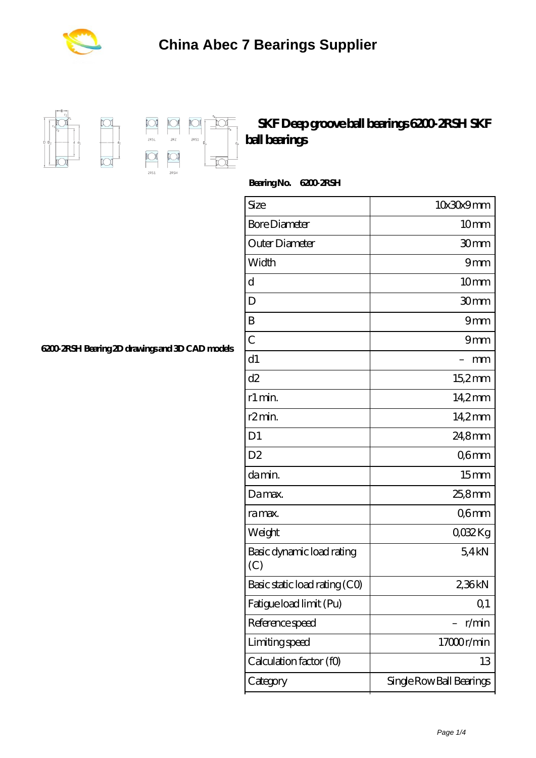# China Abec 7 Bearings Supplier

## SKF Deep groove ball bearings 6200-2RSH SKF ball bearings

6200-2RSH Bearing 2D drawings and 3D CAD models

**Bearing No. 6200-2RSH**

| | |
|---|---|
| Size | 10x30x9 mm |
| Bore Diameter | 10 mm |
| Outer Diameter | 30 mm |
| Width | 9 mm |
| d | 10 mm |
| D | 30 mm |
| B | 9 mm |
| C | 9 mm |
| d1 | – mm |
| d2 | 15,2 mm |
| r1 min. | 14,2 mm |
| r2 min. | 14,2 mm |
| D1 | 24,8 mm |
| D2 | 0,6 mm |
| da min. | 15 mm |
| Da max. | 25,8 mm |
| ra max. | 0,6 mm |
| Weight | 0,032 Kg |
| Basic dynamic load rating (C) | 5,4 kN |
| Basic static load rating (C0) | 2,36 kN |
| Fatigue load limit (Pu) | 0,1 |
| Reference speed | – r/min |
| Limiting speed | 17000 r/min |
| Calculation factor (f0) | 13 |
| Category | Single Row Ball Bearings |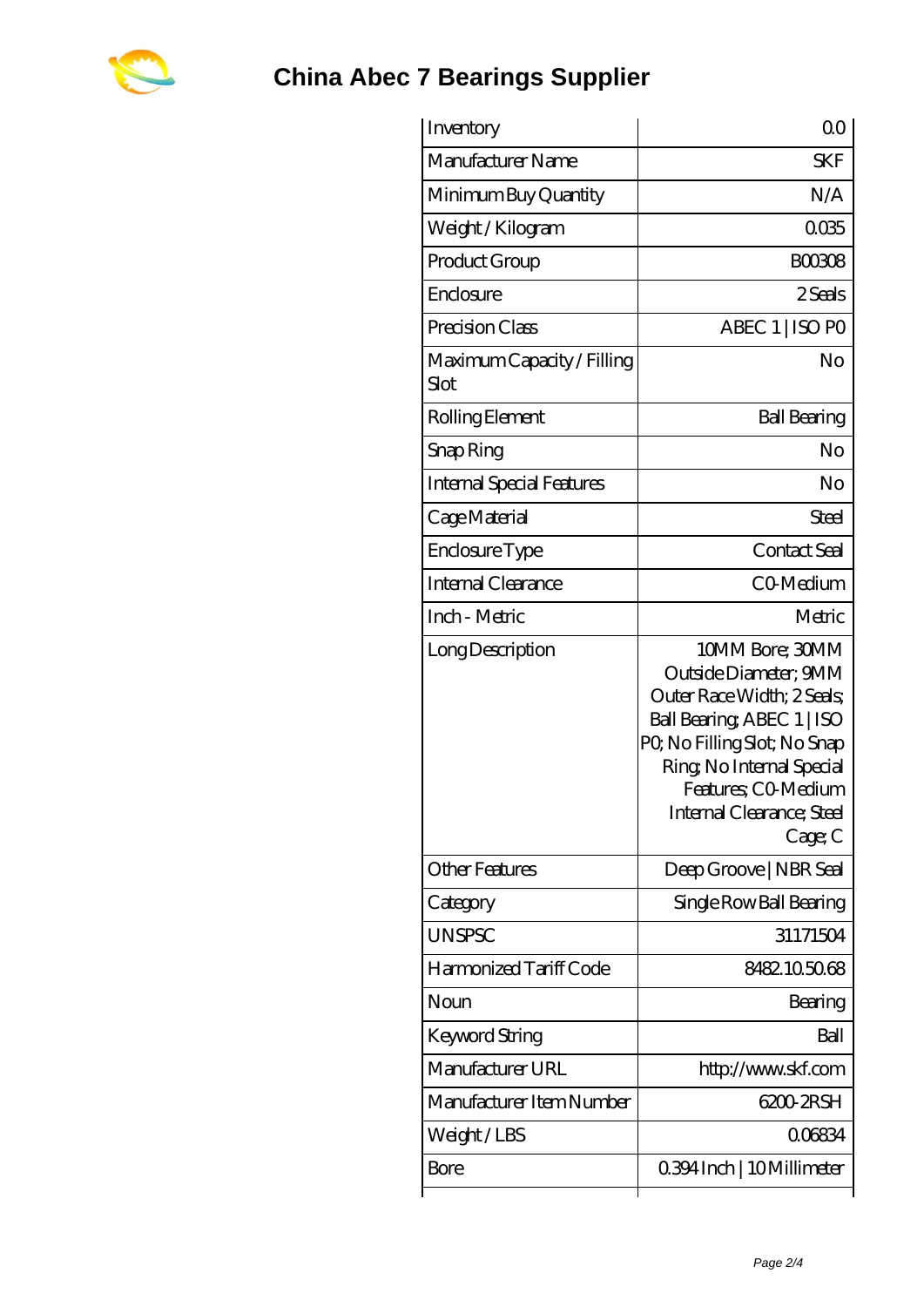# China Abec 7 Bearings Supplier

| | |
|---|---|
| Inventory | 0.0 |
| Manufacturer Name | SKF |
| Minimum Buy Quantity | N/A |
| Weight / Kilogram | 0.035 |
| Product Group | B00308 |
| Enclosure | 2 Seals |
| Precision Class | ABEC 1 \| ISO P0 |
| Maximum Capacity / Filling Slot | No |
| Rolling Element | Ball Bearing |
| Snap Ring | No |
| Internal Special Features | No |
| Cage Material | Steel |
| Enclosure Type | Contact Seal |
| Internal Clearance | C0-Medium |
| Inch - Metric | Metric |
| Long Description | 10MM Bore; 30MM Outside Diameter; 9MM Outer Race Width; 2 Seals; Ball Bearing; ABEC 1 \| ISO P0; No Filling Slot; No Snap Ring; No Internal Special Features; C0-Medium Internal Clearance; Steel Cage; C |
| Other Features | Deep Groove \| NBR Seal |
| Category | Single Row Ball Bearing |
| UNSPSC | 31171504 |
| Harmonized Tariff Code | 8482.10.50.68 |
| Noun | Bearing |
| Keyword String | Ball |
| Manufacturer URL | http://www.skf.com |
| Manufacturer Item Number | 6200-2RSH |
| Weight / LBS | 0.06834 |
| Bore | 0.394 Inch \| 10 Millimeter |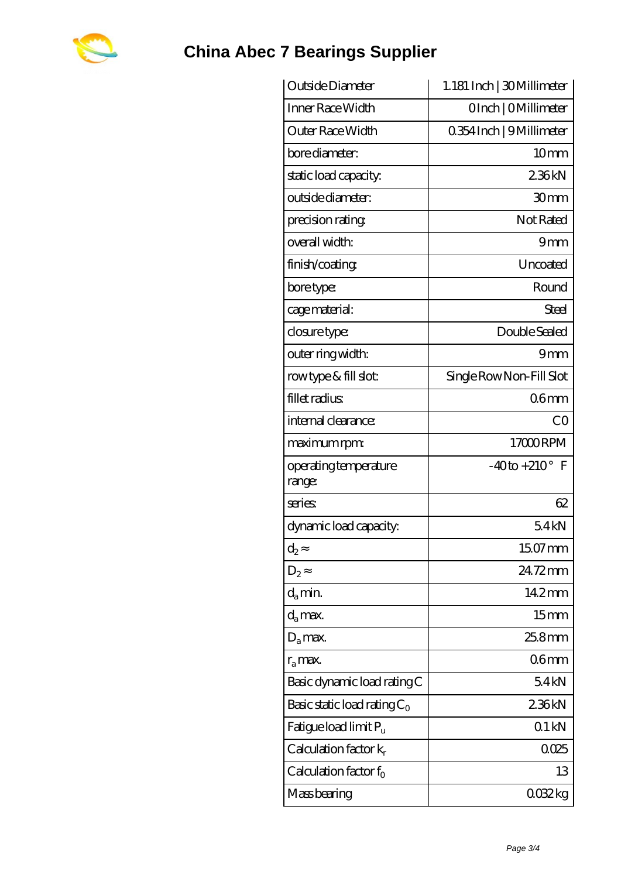# China Abec 7 Bearings Supplier

| | |
|---|---|
| Outside Diameter | 1.181 Inch \| 30 Millimeter |
| Inner Race Width | 0 Inch \| 0 Millimeter |
| Outer Race Width | 0.354 Inch \| 9 Millimeter |
| bore diameter: | 10 mm |
| static load capacity: | 2.36 kN |
| outside diameter: | 30 mm |
| precision rating: | Not Rated |
| overall width: | 9 mm |
| finish/coating: | Uncoated |
| bore type: | Round |
| cage material: | Steel |
| closure type: | Double Sealed |
| outer ring width: | 9 mm |
| row type & fill slot: | Single Row Non-Fill Slot |
| fillet radius: | 0.6 mm |
| internal clearance: | C0 |
| maximum rpm: | 17000 RPM |
| operating temperature range: | -40 to +210° F |
| series: | 62 |
| dynamic load capacity: | 5.4 kN |
| $d_2$ ≈ | 15.07 mm |
| $D_2$ ≈ | 24.72 mm |
| $d_a$ min. | 14.2 mm |
| $d_a$ max. | 15 mm |
| $D_a$ max. | 25.8 mm |
| $r_a$ max. | 0.6 mm |
| Basic dynamic load rating C | 5.4 kN |
| Basic static load rating $C_0$ | 2.36 kN |
| Fatigue load limit $P_u$ | 0.1 kN |
| Calculation factor $k_r$ | 0.025 |
| Calculation factor $f_0$ | 13 |
| Mass bearing | 0.032 kg |